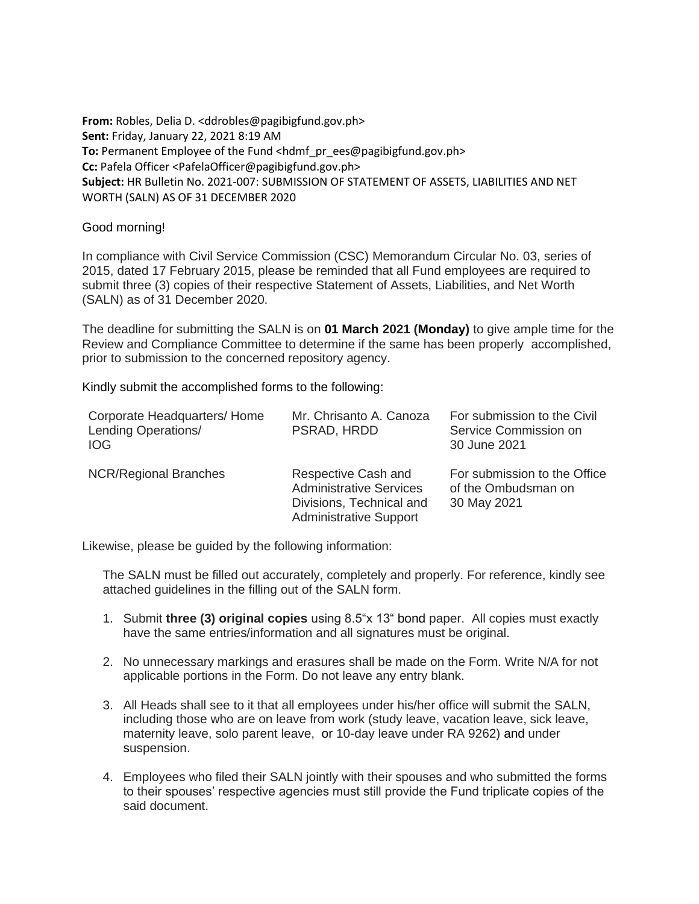**From:** Robles, Delia D. <ddrobles@pagibigfund.gov.ph>
**Sent:** Friday, January 22, 2021 8:19 AM
**To:** Permanent Employee of the Fund <hdmf_pr_ees@pagibigfund.gov.ph>
**Cc:** Pafela Officer <PafelaOfficer@pagibigfund.gov.ph>
**Subject:** HR Bulletin No. 2021-007: SUBMISSION OF STATEMENT OF ASSETS, LIABILITIES AND NET WORTH (SALN) AS OF 31 DECEMBER 2020

Good morning!

In compliance with Civil Service Commission (CSC) Memorandum Circular No. 03, series of 2015, dated 17 February 2015, please be reminded that all Fund employees are required to submit three (3) copies of their respective Statement of Assets, Liabilities, and Net Worth (SALN) as of 31 December 2020.

The deadline for submitting the SALN is on **01 March 2021 (Monday)** to give ample time for the Review and Compliance Committee to determine if the same has been properly accomplished, prior to submission to the concerned repository agency.

Kindly submit the accomplished forms to the following:

| | | |
|---|---|---|
| Corporate Headquarters/ Home Lending Operations/ IOG | Mr. Chrisanto A. Canoza PSRAD, HRDD | For submission to the Civil Service Commission on 30 June 2021 |
| NCR/Regional Branches | Respective Cash and Administrative Services Divisions, Technical and Administrative Support | For submission to the Office of the Ombudsman on 30 May 2021 |

Likewise, please be guided by the following information:

The SALN must be filled out accurately, completely and properly. For reference, kindly see attached guidelines in the filling out of the SALN form.

1. Submit **three (3) original copies** using 8.5"x 13" bond paper. All copies must exactly have the same entries/information and all signatures must be original.

2. No unnecessary markings and erasures shall be made on the Form. Write N/A for not applicable portions in the Form. Do not leave any entry blank.

3. All Heads shall see to it that all employees under his/her office will submit the SALN, including those who are on leave from work (study leave, vacation leave, sick leave, maternity leave, solo parent leave, or 10-day leave under RA 9262) and under suspension.

4. Employees who filed their SALN jointly with their spouses and who submitted the forms to their spouses' respective agencies must still provide the Fund triplicate copies of the said document.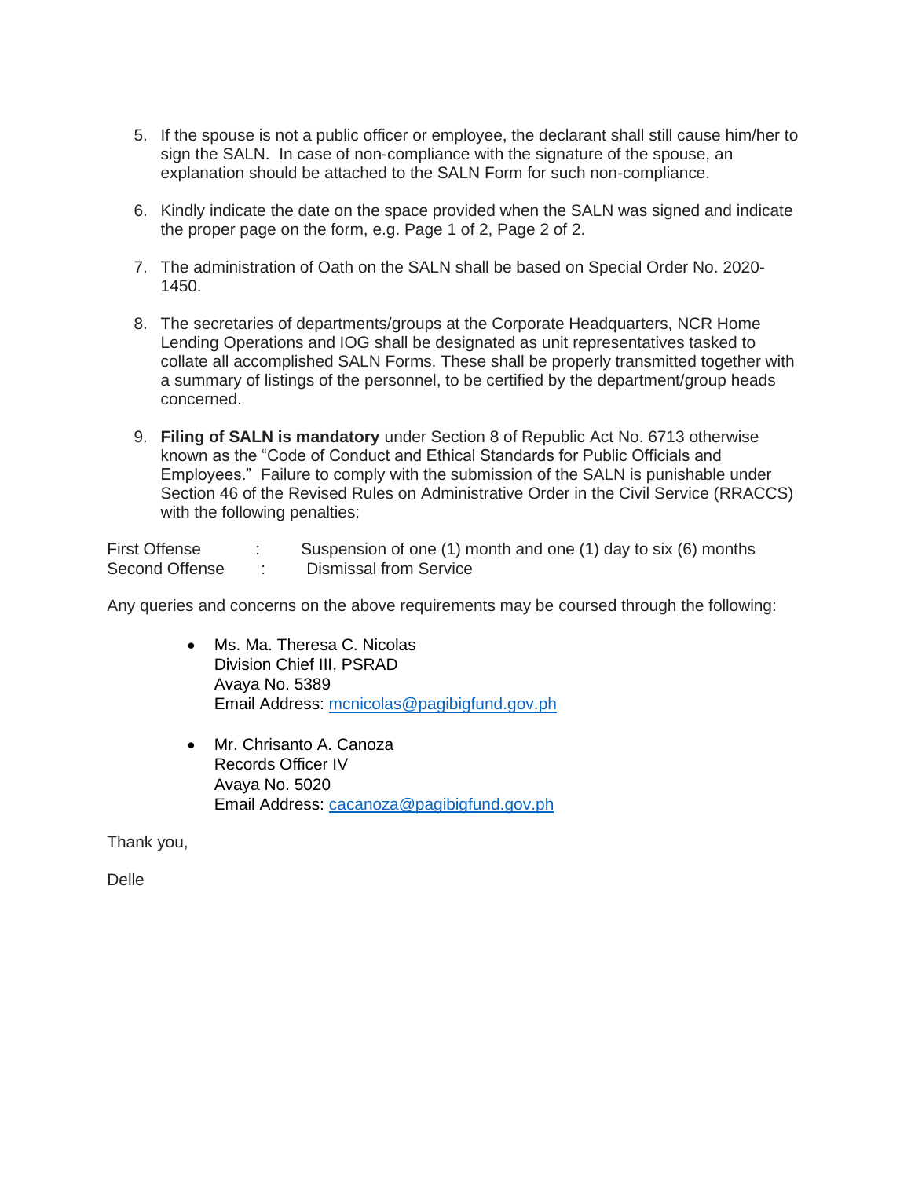5. If the spouse is not a public officer or employee, the declarant shall still cause him/her to sign the SALN. In case of non-compliance with the signature of the spouse, an explanation should be attached to the SALN Form for such non-compliance.

6. Kindly indicate the date on the space provided when the SALN was signed and indicate the proper page on the form, e.g. Page 1 of 2, Page 2 of 2.

7. The administration of Oath on the SALN shall be based on Special Order No. 2020-1450.

8. The secretaries of departments/groups at the Corporate Headquarters, NCR Home Lending Operations and IOG shall be designated as unit representatives tasked to collate all accomplished SALN Forms. These shall be properly transmitted together with a summary of listings of the personnel, to be certified by the department/group heads concerned.

9. **Filing of SALN is mandatory** under Section 8 of Republic Act No. 6713 otherwise known as the "Code of Conduct and Ethical Standards for Public Officials and Employees." Failure to comply with the submission of the SALN is punishable under Section 46 of the Revised Rules on Administrative Order in the Civil Service (RRACCS) with the following penalties:

First Offense : Suspension of one (1) month and one (1) day to six (6) months
Second Offense : Dismissal from Service

Any queries and concerns on the above requirements may be coursed through the following:

- Ms. Ma. Theresa C. Nicolas
  Division Chief III, PSRAD
  Avaya No. 5389
  Email Address: mcnicolas@pagibigfund.gov.ph

- Mr. Chrisanto A. Canoza
  Records Officer IV
  Avaya No. 5020
  Email Address: cacanoza@pagibigfund.gov.ph

Thank you,

Delle